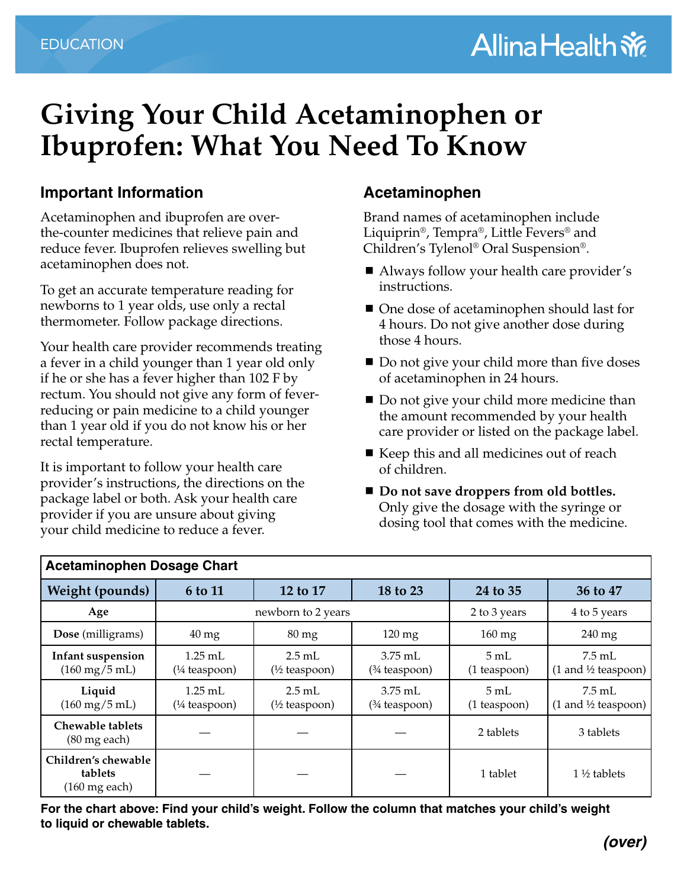EDUCATION

Allina Health

# Giving Your Child Acetaminophen or Ibuprofen: What You Need To Know

## Important Information

Acetaminophen and ibuprofen are over-the-counter medicines that relieve pain and reduce fever. Ibuprofen relieves swelling but acetaminophen does not.

To get an accurate temperature reading for newborns to 1 year olds, use only a rectal thermometer. Follow package directions.

Your health care provider recommends treating a fever in a child younger than 1 year old only if he or she has a fever higher than 102 F by rectum. You should not give any form of fever-reducing or pain medicine to a child younger than 1 year old if you do not know his or her rectal temperature.

It is important to follow your health care provider's instructions, the directions on the package label or both. Ask your health care provider if you are unsure about giving your child medicine to reduce a fever.

## Acetaminophen

Brand names of acetaminophen include Liquiprin®, Tempra®, Little Fevers® and Children's Tylenol® Oral Suspension®.

- Always follow your health care provider's instructions.
- One dose of acetaminophen should last for 4 hours. Do not give another dose during those 4 hours.
- Do not give your child more than five doses of acetaminophen in 24 hours.
- Do not give your child more medicine than the amount recommended by your health care provider or listed on the package label.
- Keep this and all medicines out of reach of children.
- **Do not save droppers from old bottles.** Only give the dosage with the syringe or dosing tool that comes with the medicine.

**Acetaminophen Dosage Chart**

| Weight (pounds) | 6 to 11 | 12 to 17 | 18 to 23 | 24 to 35 | 36 to 47 |
|---|---|---|---|---|---|
| **Age** | newborn to 2 years | | | 2 to 3 years | 4 to 5 years |
| **Dose** (milligrams) | 40 mg | 80 mg | 120 mg | 160 mg | 240 mg |
| **Infant suspension** (160 mg/5 mL) | 1.25 mL (¼ teaspoon) | 2.5 mL (½ teaspoon) | 3.75 mL (¾ teaspoon) | 5 mL (1 teaspoon) | 7.5 mL (1 and ½ teaspoon) |
| **Liquid** (160 mg/5 mL) | 1.25 mL (¼ teaspoon) | 2.5 mL (½ teaspoon) | 3.75 mL (¾ teaspoon) | 5 mL (1 teaspoon) | 7.5 mL (1 and ½ teaspoon) |
| **Chewable tablets** (80 mg each) | — | — | — | 2 tablets | 3 tablets |
| **Children's chewable tablets** (160 mg each) | — | — | — | 1 tablet | 1 ½ tablets |

**For the chart above: Find your child's weight. Follow the column that matches your child's weight to liquid or chewable tablets.**

***(over)***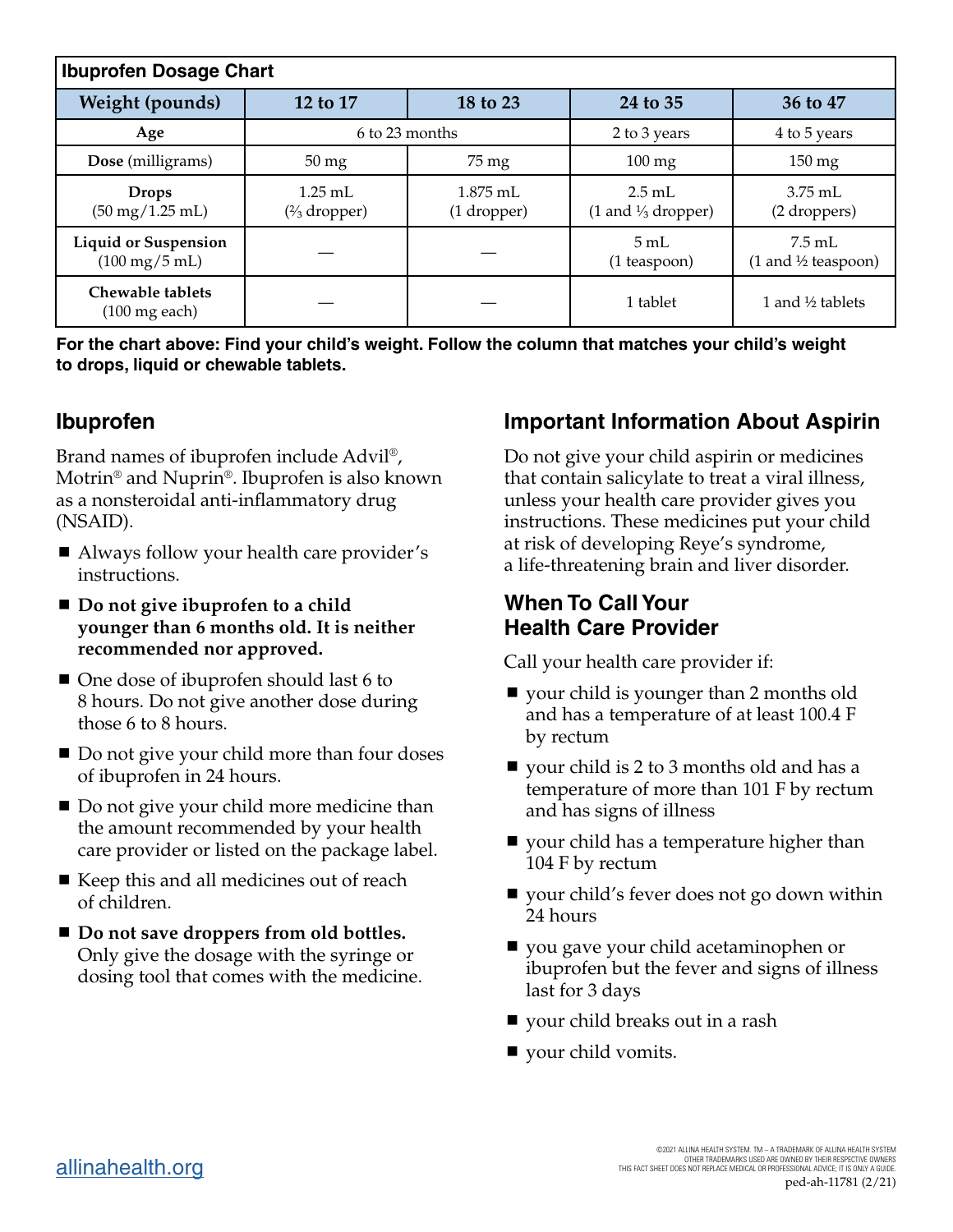## Ibuprofen Dosage Chart

| Weight (pounds) | 12 to 17 | 18 to 23 | 24 to 35 | 36 to 47 |
|---|---|---|---|---|
| **Age** | 6 to 23 months | | 2 to 3 years | 4 to 5 years |
| **Dose** (milligrams) | 50 mg | 75 mg | 100 mg | 150 mg |
| **Drops** (50 mg/1.25 mL) | 1.25 mL (⅔ dropper) | 1.875 mL (1 dropper) | 2.5 mL (1 and ⅓ dropper) | 3.75 mL (2 droppers) |
| **Liquid or Suspension** (100 mg/5 mL) | — | — | 5 mL (1 teaspoon) | 7.5 mL (1 and ½ teaspoon) |
| **Chewable tablets** (100 mg each) | — | — | 1 tablet | 1 and ½ tablets |

**For the chart above: Find your child's weight. Follow the column that matches your child's weight to drops, liquid or chewable tablets.**

## Ibuprofen

Brand names of ibuprofen include Advil®, Motrin® and Nuprin®. Ibuprofen is also known as a nonsteroidal anti-inflammatory drug (NSAID).

- Always follow your health care provider's instructions.
- **Do not give ibuprofen to a child younger than 6 months old. It is neither recommended nor approved.**
- One dose of ibuprofen should last 6 to 8 hours. Do not give another dose during those 6 to 8 hours.
- Do not give your child more than four doses of ibuprofen in 24 hours.
- Do not give your child more medicine than the amount recommended by your health care provider or listed on the package label.
- Keep this and all medicines out of reach of children.
- **Do not save droppers from old bottles.** Only give the dosage with the syringe or dosing tool that comes with the medicine.

## Important Information About Aspirin

Do not give your child aspirin or medicines that contain salicylate to treat a viral illness, unless your health care provider gives you instructions. These medicines put your child at risk of developing Reye's syndrome, a life-threatening brain and liver disorder.

## When To Call Your Health Care Provider

Call your health care provider if:

- your child is younger than 2 months old and has a temperature of at least 100.4 F by rectum
- your child is 2 to 3 months old and has a temperature of more than 101 F by rectum and has signs of illness
- your child has a temperature higher than 104 F by rectum
- your child's fever does not go down within 24 hours
- you gave your child acetaminophen or ibuprofen but the fever and signs of illness last for 3 days
- your child breaks out in a rash
- your child vomits.

allinahealth.org

©2021 ALLINA HEALTH SYSTEM. TM – A TRADEMARK OF ALLINA HEALTH SYSTEM
OTHER TRADEMARKS USED ARE OWNED BY THEIR RESPECTIVE OWNERS
THIS FACT SHEET DOES NOT REPLACE MEDICAL OR PROFESSIONAL ADVICE; IT IS ONLY A GUIDE.
ped-ah-11781 (2/21)